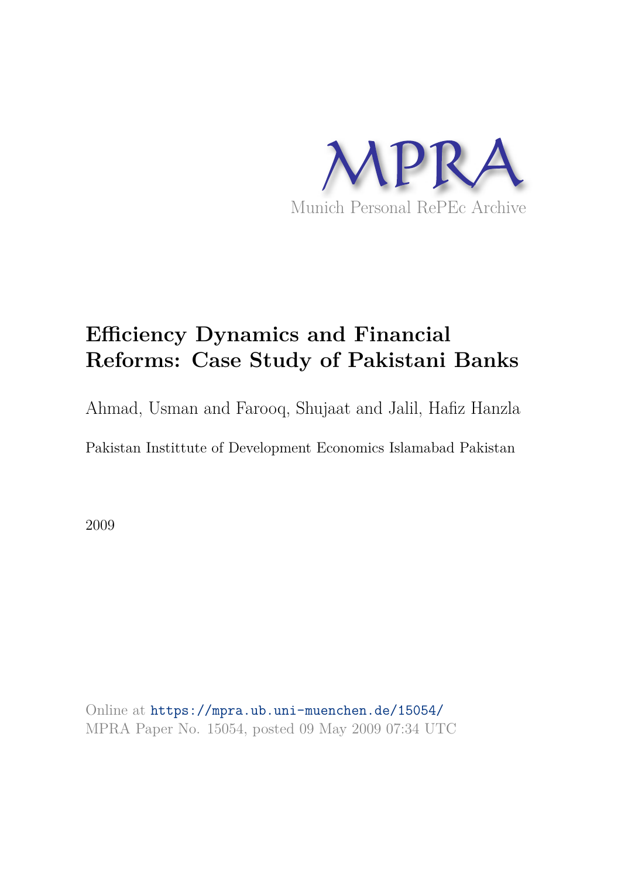MPRA

Munich Personal RePEc Archive

# Efficiency Dynamics and Financial Reforms: Case Study of Pakistani Banks

Ahmad, Usman and Farooq, Shujaat and Jalil, Hafiz Hanzla

Pakistan Instittute of Development Economics Islamabad Pakistan

2009

Online at https://mpra.ub.uni-muenchen.de/15054/
MPRA Paper No. 15054, posted 09 May 2009 07:34 UTC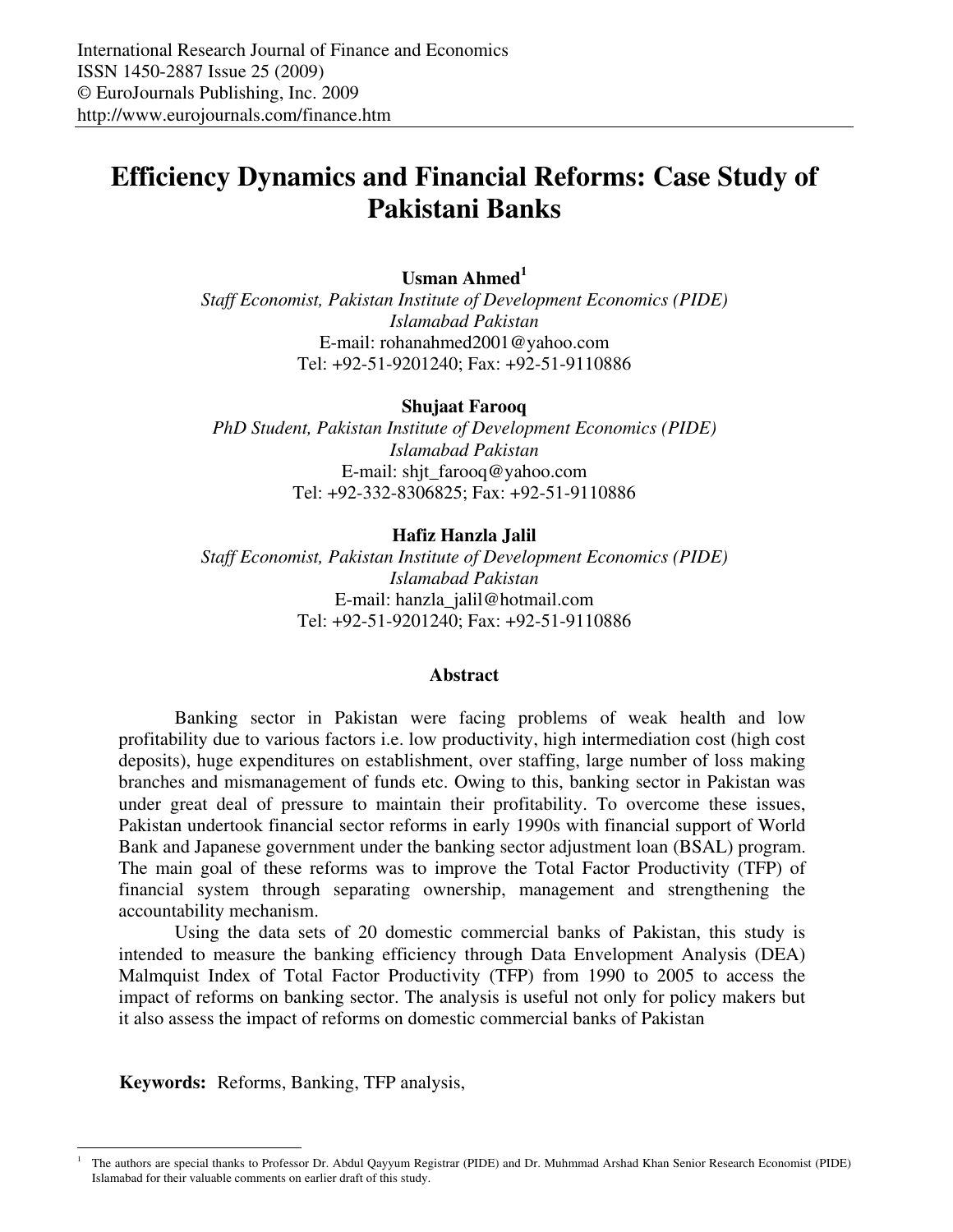International Research Journal of Finance and Economics
ISSN 1450-2887 Issue 25 (2009)
© EuroJournals Publishing, Inc. 2009
http://www.eurojournals.com/finance.htm

# Efficiency Dynamics and Financial Reforms: Case Study of Pakistani Banks

**Usman Ahmed**[1]
*Staff Economist, Pakistan Institute of Development Economics (PIDE)*
*Islamabad Pakistan*
E-mail: rohanahmed2001@yahoo.com
Tel: +92-51-9201240; Fax: +92-51-9110886

**Shujaat Farooq**
*PhD Student, Pakistan Institute of Development Economics (PIDE)*
*Islamabad Pakistan*
E-mail: shjt_farooq@yahoo.com
Tel: +92-332-8306825; Fax: +92-51-9110886

**Hafiz Hanzla Jalil**
*Staff Economist, Pakistan Institute of Development Economics (PIDE)*
*Islamabad Pakistan*
E-mail: hanzla_jalil@hotmail.com
Tel: +92-51-9201240; Fax: +92-51-9110886

## Abstract

Banking sector in Pakistan were facing problems of weak health and low profitability due to various factors i.e. low productivity, high intermediation cost (high cost deposits), huge expenditures on establishment, over staffing, large number of loss making branches and mismanagement of funds etc. Owing to this, banking sector in Pakistan was under great deal of pressure to maintain their profitability. To overcome these issues, Pakistan undertook financial sector reforms in early 1990s with financial support of World Bank and Japanese government under the banking sector adjustment loan (BSAL) program. The main goal of these reforms was to improve the Total Factor Productivity (TFP) of financial system through separating ownership, management and strengthening the accountability mechanism.

Using the data sets of 20 domestic commercial banks of Pakistan, this study is intended to measure the banking efficiency through Data Envelopment Analysis (DEA) Malmquist Index of Total Factor Productivity (TFP) from 1990 to 2005 to access the impact of reforms on banking sector. The analysis is useful not only for policy makers but it also assess the impact of reforms on domestic commercial banks of Pakistan

**Keywords:** Reforms, Banking, TFP analysis,

[1] The authors are special thanks to Professor Dr. Abdul Qayyum Registrar (PIDE) and Dr. Muhmmad Arshad Khan Senior Research Economist (PIDE) Islamabad for their valuable comments on earlier draft of this study.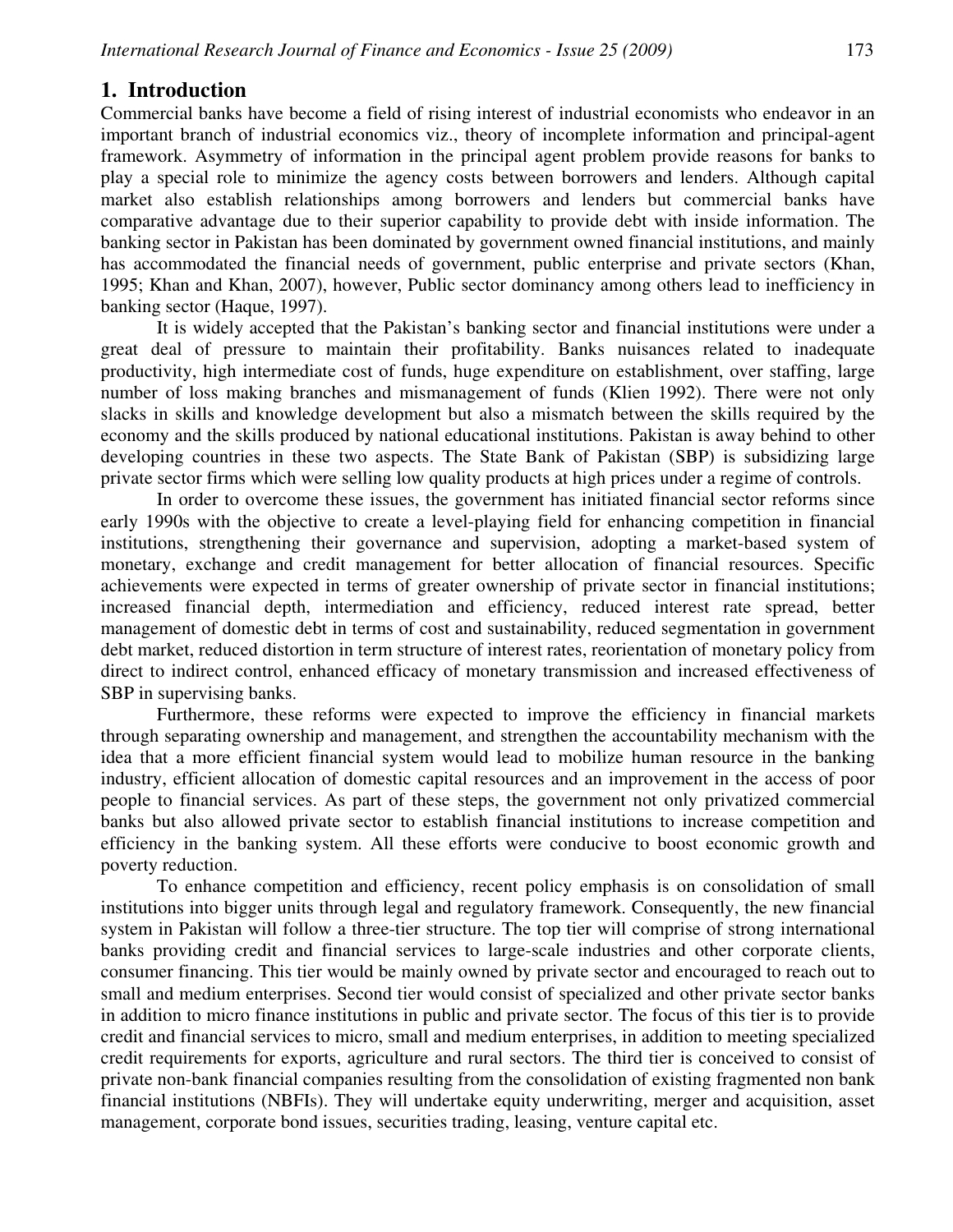## 1. Introduction

Commercial banks have become a field of rising interest of industrial economists who endeavor in an important branch of industrial economics viz., theory of incomplete information and principal-agent framework. Asymmetry of information in the principal agent problem provide reasons for banks to play a special role to minimize the agency costs between borrowers and lenders. Although capital market also establish relationships among borrowers and lenders but commercial banks have comparative advantage due to their superior capability to provide debt with inside information. The banking sector in Pakistan has been dominated by government owned financial institutions, and mainly has accommodated the financial needs of government, public enterprise and private sectors (Khan, 1995; Khan and Khan, 2007), however, Public sector dominancy among others lead to inefficiency in banking sector (Haque, 1997).

It is widely accepted that the Pakistan's banking sector and financial institutions were under a great deal of pressure to maintain their profitability. Banks nuisances related to inadequate productivity, high intermediate cost of funds, huge expenditure on establishment, over staffing, large number of loss making branches and mismanagement of funds (Klien 1992). There were not only slacks in skills and knowledge development but also a mismatch between the skills required by the economy and the skills produced by national educational institutions. Pakistan is away behind to other developing countries in these two aspects. The State Bank of Pakistan (SBP) is subsidizing large private sector firms which were selling low quality products at high prices under a regime of controls.

In order to overcome these issues, the government has initiated financial sector reforms since early 1990s with the objective to create a level-playing field for enhancing competition in financial institutions, strengthening their governance and supervision, adopting a market-based system of monetary, exchange and credit management for better allocation of financial resources. Specific achievements were expected in terms of greater ownership of private sector in financial institutions; increased financial depth, intermediation and efficiency, reduced interest rate spread, better management of domestic debt in terms of cost and sustainability, reduced segmentation in government debt market, reduced distortion in term structure of interest rates, reorientation of monetary policy from direct to indirect control, enhanced efficacy of monetary transmission and increased effectiveness of SBP in supervising banks.

Furthermore, these reforms were expected to improve the efficiency in financial markets through separating ownership and management, and strengthen the accountability mechanism with the idea that a more efficient financial system would lead to mobilize human resource in the banking industry, efficient allocation of domestic capital resources and an improvement in the access of poor people to financial services. As part of these steps, the government not only privatized commercial banks but also allowed private sector to establish financial institutions to increase competition and efficiency in the banking system. All these efforts were conducive to boost economic growth and poverty reduction.

To enhance competition and efficiency, recent policy emphasis is on consolidation of small institutions into bigger units through legal and regulatory framework. Consequently, the new financial system in Pakistan will follow a three-tier structure. The top tier will comprise of strong international banks providing credit and financial services to large-scale industries and other corporate clients, consumer financing. This tier would be mainly owned by private sector and encouraged to reach out to small and medium enterprises. Second tier would consist of specialized and other private sector banks in addition to micro finance institutions in public and private sector. The focus of this tier is to provide credit and financial services to micro, small and medium enterprises, in addition to meeting specialized credit requirements for exports, agriculture and rural sectors. The third tier is conceived to consist of private non-bank financial companies resulting from the consolidation of existing fragmented non bank financial institutions (NBFIs). They will undertake equity underwriting, merger and acquisition, asset management, corporate bond issues, securities trading, leasing, venture capital etc.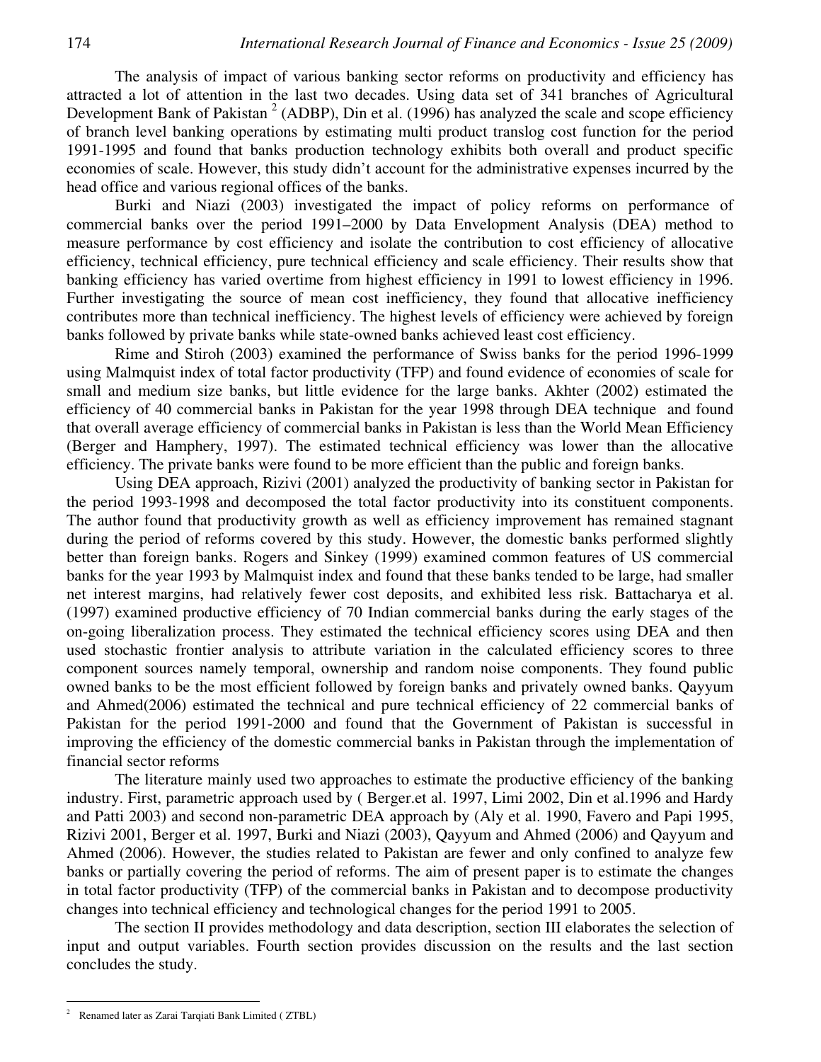The analysis of impact of various banking sector reforms on productivity and efficiency has attracted a lot of attention in the last two decades. Using data set of 341 branches of Agricultural Development Bank of Pakistan [2] (ADBP), Din et al. (1996) has analyzed the scale and scope efficiency of branch level banking operations by estimating multi product translog cost function for the period 1991-1995 and found that banks production technology exhibits both overall and product specific economies of scale. However, this study didn't account for the administrative expenses incurred by the head office and various regional offices of the banks.

Burki and Niazi (2003) investigated the impact of policy reforms on performance of commercial banks over the period 1991–2000 by Data Envelopment Analysis (DEA) method to measure performance by cost efficiency and isolate the contribution to cost efficiency of allocative efficiency, technical efficiency, pure technical efficiency and scale efficiency. Their results show that banking efficiency has varied overtime from highest efficiency in 1991 to lowest efficiency in 1996. Further investigating the source of mean cost inefficiency, they found that allocative inefficiency contributes more than technical inefficiency. The highest levels of efficiency were achieved by foreign banks followed by private banks while state-owned banks achieved least cost efficiency.

Rime and Stiroh (2003) examined the performance of Swiss banks for the period 1996-1999 using Malmquist index of total factor productivity (TFP) and found evidence of economies of scale for small and medium size banks, but little evidence for the large banks. Akhter (2002) estimated the efficiency of 40 commercial banks in Pakistan for the year 1998 through DEA technique and found that overall average efficiency of commercial banks in Pakistan is less than the World Mean Efficiency (Berger and Hamphery, 1997). The estimated technical efficiency was lower than the allocative efficiency. The private banks were found to be more efficient than the public and foreign banks.

Using DEA approach, Rizivi (2001) analyzed the productivity of banking sector in Pakistan for the period 1993-1998 and decomposed the total factor productivity into its constituent components. The author found that productivity growth as well as efficiency improvement has remained stagnant during the period of reforms covered by this study. However, the domestic banks performed slightly better than foreign banks. Rogers and Sinkey (1999) examined common features of US commercial banks for the year 1993 by Malmquist index and found that these banks tended to be large, had smaller net interest margins, had relatively fewer cost deposits, and exhibited less risk. Battacharya et al. (1997) examined productive efficiency of 70 Indian commercial banks during the early stages of the on-going liberalization process. They estimated the technical efficiency scores using DEA and then used stochastic frontier analysis to attribute variation in the calculated efficiency scores to three component sources namely temporal, ownership and random noise components. They found public owned banks to be the most efficient followed by foreign banks and privately owned banks. Qayyum and Ahmed(2006) estimated the technical and pure technical efficiency of 22 commercial banks of Pakistan for the period 1991-2000 and found that the Government of Pakistan is successful in improving the efficiency of the domestic commercial banks in Pakistan through the implementation of financial sector reforms

The literature mainly used two approaches to estimate the productive efficiency of the banking industry. First, parametric approach used by ( Berger.et al. 1997, Limi 2002, Din et al.1996 and Hardy and Patti 2003) and second non-parametric DEA approach by (Aly et al. 1990, Favero and Papi 1995, Rizivi 2001, Berger et al. 1997, Burki and Niazi (2003), Qayyum and Ahmed (2006) and Qayyum and Ahmed (2006). However, the studies related to Pakistan are fewer and only confined to analyze few banks or partially covering the period of reforms. The aim of present paper is to estimate the changes in total factor productivity (TFP) of the commercial banks in Pakistan and to decompose productivity changes into technical efficiency and technological changes for the period 1991 to 2005.

The section II provides methodology and data description, section III elaborates the selection of input and output variables. Fourth section provides discussion on the results and the last section concludes the study.

[2] Renamed later as Zarai Tarqiati Bank Limited ( ZTBL)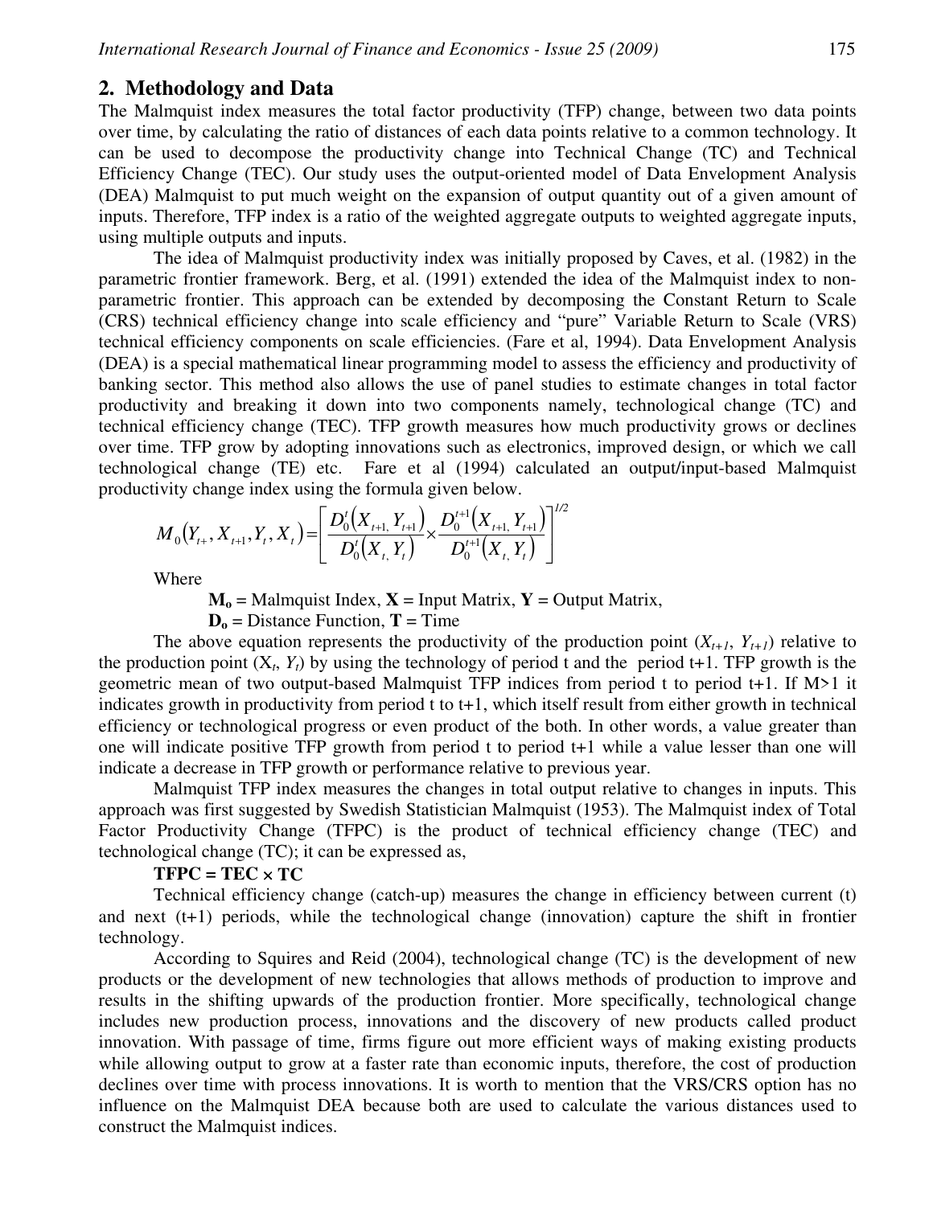## 2. Methodology and Data

The Malmquist index measures the total factor productivity (TFP) change, between two data points over time, by calculating the ratio of distances of each data points relative to a common technology. It can be used to decompose the productivity change into Technical Change (TC) and Technical Efficiency Change (TEC). Our study uses the output-oriented model of Data Envelopment Analysis (DEA) Malmquist to put much weight on the expansion of output quantity out of a given amount of inputs. Therefore, TFP index is a ratio of the weighted aggregate outputs to weighted aggregate inputs, using multiple outputs and inputs.

The idea of Malmquist productivity index was initially proposed by Caves, et al. (1982) in the parametric frontier framework. Berg, et al. (1991) extended the idea of the Malmquist index to non-parametric frontier. This approach can be extended by decomposing the Constant Return to Scale (CRS) technical efficiency change into scale efficiency and "pure" Variable Return to Scale (VRS) technical efficiency components on scale efficiencies. (Fare et al, 1994). Data Envelopment Analysis (DEA) is a special mathematical linear programming model to assess the efficiency and productivity of banking sector. This method also allows the use of panel studies to estimate changes in total factor productivity and breaking it down into two components namely, technological change (TC) and technical efficiency change (TEC). TFP growth measures how much productivity grows or declines over time. TFP grow by adopting innovations such as electronics, improved design, or which we call technological change (TE) etc. Fare et al (1994) calculated an output/input-based Malmquist productivity change index using the formula given below.

$$M_0\left(Y_{t+}, X_{t+1}, Y_t, X_t\right) = \left[\frac{D_0^t\left(X_{t+1,} Y_{t+1}\right)}{D_0^t\left(X_{t,} Y_t\right)} \times \frac{D_0^{t+1}\left(X_{t+1,} Y_{t+1}\right)}{D_0^{t+1}\left(X_{t,} Y_t\right)}\right]^{1/2}$$

Where

**$M_o$** = Malmquist Index, **X** = Input Matrix, **Y** = Output Matrix,

**$D_o$** = Distance Function, **T** = Time

The above equation represents the productivity of the production point ($X_{t+1}$, $Y_{t+1}$) relative to the production point ($X_t$, $Y_t$) by using the technology of period t and the period t+1. TFP growth is the geometric mean of two output-based Malmquist TFP indices from period t to period t+1. If M>1 it indicates growth in productivity from period t to t+1, which itself result from either growth in technical efficiency or technological progress or even product of the both. In other words, a value greater than one will indicate positive TFP growth from period t to period t+1 while a value lesser than one will indicate a decrease in TFP growth or performance relative to previous year.

Malmquist TFP index measures the changes in total output relative to changes in inputs. This approach was first suggested by Swedish Statistician Malmquist (1953). The Malmquist index of Total Factor Productivity Change (TFPC) is the product of technical efficiency change (TEC) and technological change (TC); it can be expressed as,

**TFPC = TEC × TC**

Technical efficiency change (catch-up) measures the change in efficiency between current (t) and next (t+1) periods, while the technological change (innovation) capture the shift in frontier technology.

According to Squires and Reid (2004), technological change (TC) is the development of new products or the development of new technologies that allows methods of production to improve and results in the shifting upwards of the production frontier. More specifically, technological change includes new production process, innovations and the discovery of new products called product innovation. With passage of time, firms figure out more efficient ways of making existing products while allowing output to grow at a faster rate than economic inputs, therefore, the cost of production declines over time with process innovations. It is worth to mention that the VRS/CRS option has no influence on the Malmquist DEA because both are used to calculate the various distances used to construct the Malmquist indices.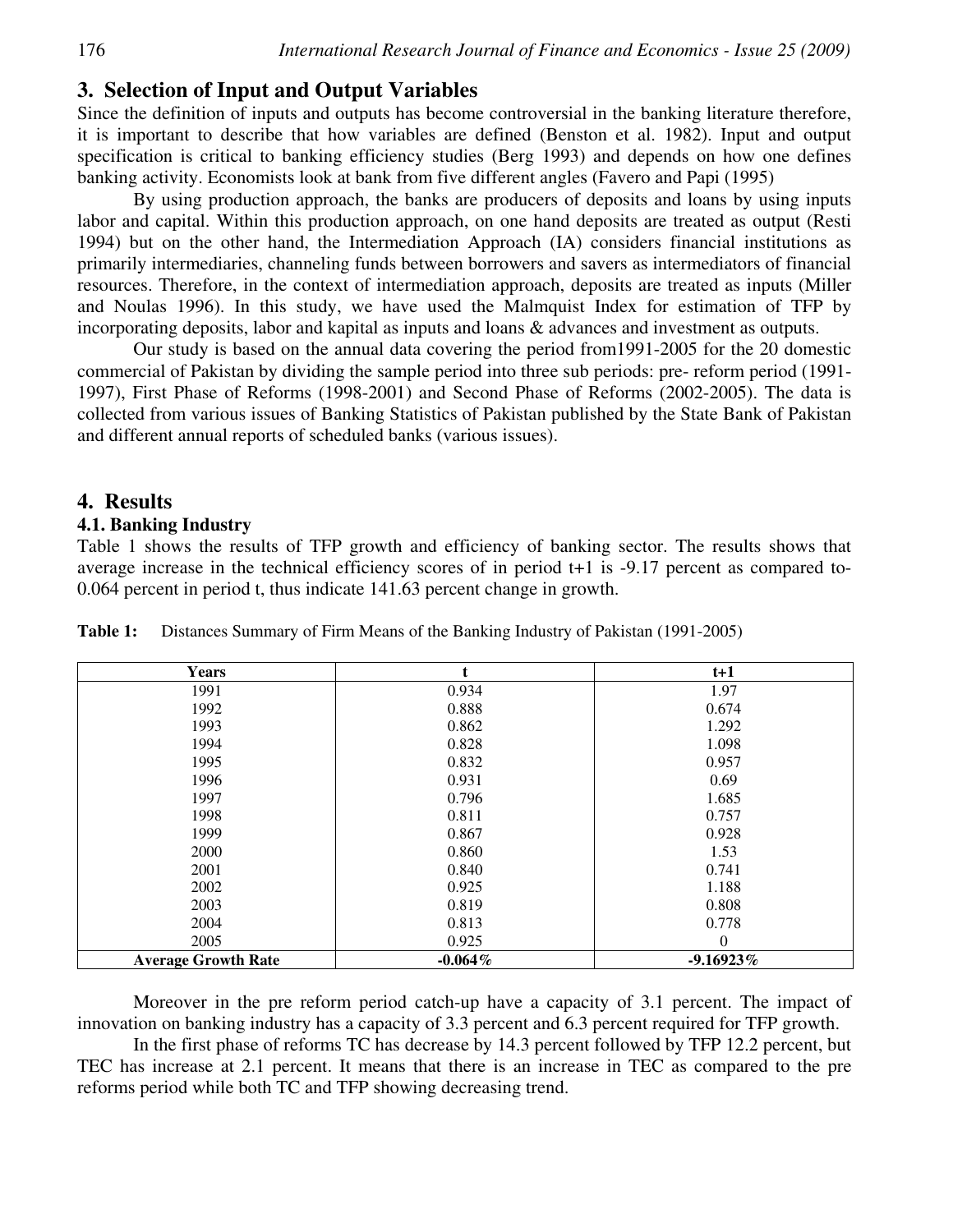## 3. Selection of Input and Output Variables

Since the definition of inputs and outputs has become controversial in the banking literature therefore, it is important to describe that how variables are defined (Benston et al. 1982). Input and output specification is critical to banking efficiency studies (Berg 1993) and depends on how one defines banking activity. Economists look at bank from five different angles (Favero and Papi (1995)

By using production approach, the banks are producers of deposits and loans by using inputs labor and capital. Within this production approach, on one hand deposits are treated as output (Resti 1994) but on the other hand, the Intermediation Approach (IA) considers financial institutions as primarily intermediaries, channeling funds between borrowers and savers as intermediators of financial resources. Therefore, in the context of intermediation approach, deposits are treated as inputs (Miller and Noulas 1996). In this study, we have used the Malmquist Index for estimation of TFP by incorporating deposits, labor and kapital as inputs and loans & advances and investment as outputs.

Our study is based on the annual data covering the period from1991-2005 for the 20 domestic commercial of Pakistan by dividing the sample period into three sub periods: pre- reform period (1991-1997), First Phase of Reforms (1998-2001) and Second Phase of Reforms (2002-2005). The data is collected from various issues of Banking Statistics of Pakistan published by the State Bank of Pakistan and different annual reports of scheduled banks (various issues).

## 4. Results

### 4.1. Banking Industry

Table 1 shows the results of TFP growth and efficiency of banking sector. The results shows that average increase in the technical efficiency scores of in period t+1 is -9.17 percent as compared to-0.064 percent in period t, thus indicate 141.63 percent change in growth.

**Table 1:** Distances Summary of Firm Means of the Banking Industry of Pakistan (1991-2005)

| Years | t | t+1 |
|---|---|---|
| 1991 | 0.934 | 1.97 |
| 1992 | 0.888 | 0.674 |
| 1993 | 0.862 | 1.292 |
| 1994 | 0.828 | 1.098 |
| 1995 | 0.832 | 0.957 |
| 1996 | 0.931 | 0.69 |
| 1997 | 0.796 | 1.685 |
| 1998 | 0.811 | 0.757 |
| 1999 | 0.867 | 0.928 |
| 2000 | 0.860 | 1.53 |
| 2001 | 0.840 | 0.741 |
| 2002 | 0.925 | 1.188 |
| 2003 | 0.819 | 0.808 |
| 2004 | 0.813 | 0.778 |
| 2005 | 0.925 | 0 |
| **Average Growth Rate** | **-0.064%** | **-9.16923%** |

Moreover in the pre reform period catch-up have a capacity of 3.1 percent. The impact of innovation on banking industry has a capacity of 3.3 percent and 6.3 percent required for TFP growth.

In the first phase of reforms TC has decrease by 14.3 percent followed by TFP 12.2 percent, but TEC has increase at 2.1 percent. It means that there is an increase in TEC as compared to the pre reforms period while both TC and TFP showing decreasing trend.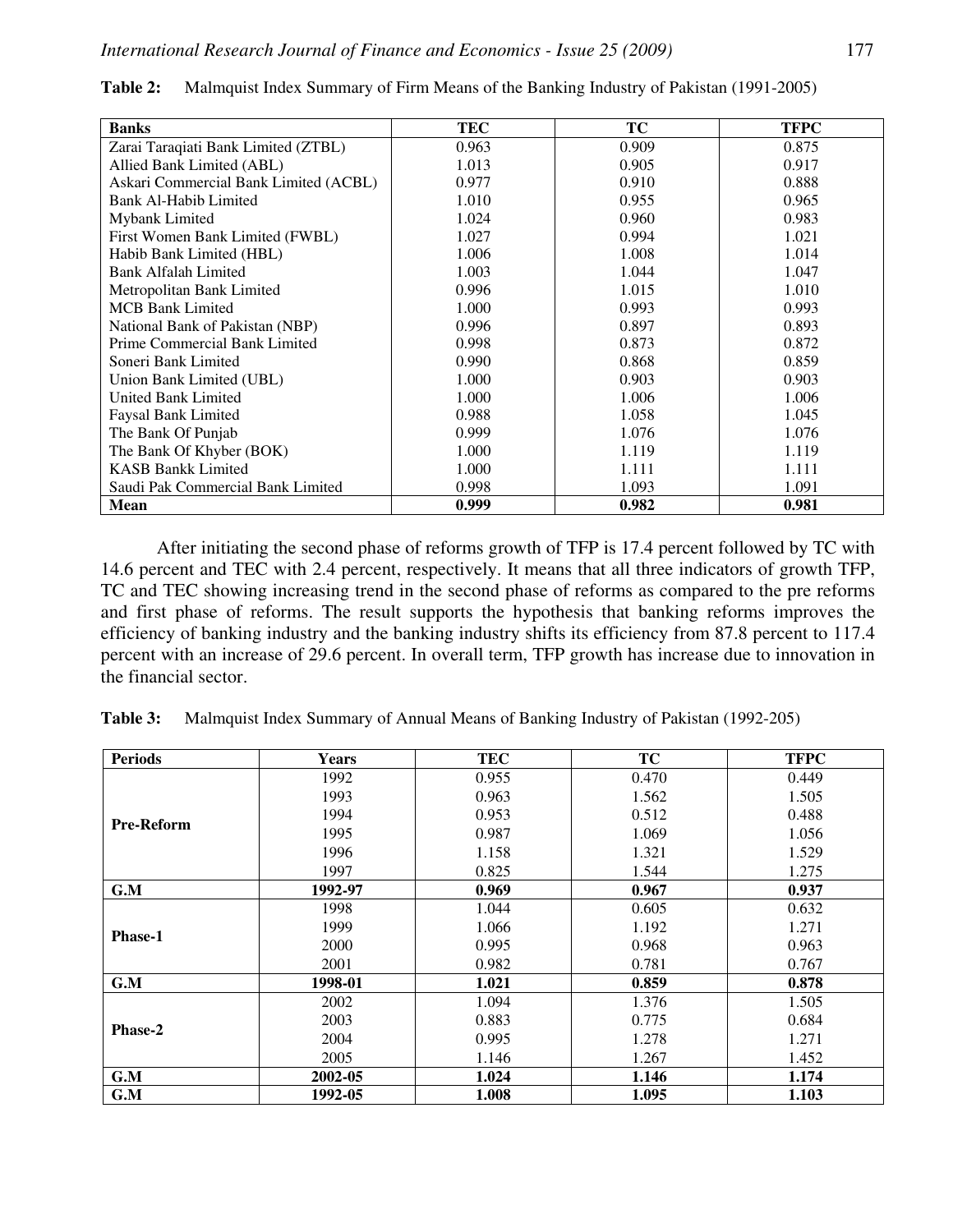**Table 2:** Malmquist Index Summary of Firm Means of the Banking Industry of Pakistan (1991-2005)

| Banks | TEC | TC | TFPC |
|---|---|---|---|
| Zarai Taraqiati Bank Limited (ZTBL) | 0.963 | 0.909 | 0.875 |
| Allied Bank Limited (ABL) | 1.013 | 0.905 | 0.917 |
| Askari Commercial Bank Limited (ACBL) | 0.977 | 0.910 | 0.888 |
| Bank Al-Habib Limited | 1.010 | 0.955 | 0.965 |
| Mybank Limited | 1.024 | 0.960 | 0.983 |
| First Women Bank Limited (FWBL) | 1.027 | 0.994 | 1.021 |
| Habib Bank Limited (HBL) | 1.006 | 1.008 | 1.014 |
| Bank Alfalah Limited | 1.003 | 1.044 | 1.047 |
| Metropolitan Bank Limited | 0.996 | 1.015 | 1.010 |
| MCB Bank Limited | 1.000 | 0.993 | 0.993 |
| National Bank of Pakistan (NBP) | 0.996 | 0.897 | 0.893 |
| Prime Commercial Bank Limited | 0.998 | 0.873 | 0.872 |
| Soneri Bank Limited | 0.990 | 0.868 | 0.859 |
| Union Bank Limited (UBL) | 1.000 | 0.903 | 0.903 |
| United Bank Limited | 1.000 | 1.006 | 1.006 |
| Faysal Bank Limited | 0.988 | 1.058 | 1.045 |
| The Bank Of Punjab | 0.999 | 1.076 | 1.076 |
| The Bank Of Khyber (BOK) | 1.000 | 1.119 | 1.119 |
| KASB Bankk Limited | 1.000 | 1.111 | 1.111 |
| Saudi Pak Commercial Bank Limited | 0.998 | 1.093 | 1.091 |
| **Mean** | **0.999** | **0.982** | **0.981** |

After initiating the second phase of reforms growth of TFP is 17.4 percent followed by TC with 14.6 percent and TEC with 2.4 percent, respectively. It means that all three indicators of growth TFP, TC and TEC showing increasing trend in the second phase of reforms as compared to the pre reforms and first phase of reforms. The result supports the hypothesis that banking reforms improves the efficiency of banking industry and the banking industry shifts its efficiency from 87.8 percent to 117.4 percent with an increase of 29.6 percent. In overall term, TFP growth has increase due to innovation in the financial sector.

**Table 3:** Malmquist Index Summary of Annual Means of Banking Industry of Pakistan (1992-205)

| Periods | Years | TEC | TC | TFPC |
|---|---|---|---|---|
| **Pre-Reform** | 1992 | 0.955 | 0.470 | 0.449 |
| | 1993 | 0.963 | 1.562 | 1.505 |
| | 1994 | 0.953 | 0.512 | 0.488 |
| | 1995 | 0.987 | 1.069 | 1.056 |
| | 1996 | 1.158 | 1.321 | 1.529 |
| | 1997 | 0.825 | 1.544 | 1.275 |
| **G.M** | **1992-97** | **0.969** | **0.967** | **0.937** |
| **Phase-1** | 1998 | 1.044 | 0.605 | 0.632 |
| | 1999 | 1.066 | 1.192 | 1.271 |
| | 2000 | 0.995 | 0.968 | 0.963 |
| | 2001 | 0.982 | 0.781 | 0.767 |
| **G.M** | **1998-01** | **1.021** | **0.859** | **0.878** |
| **Phase-2** | 2002 | 1.094 | 1.376 | 1.505 |
| | 2003 | 0.883 | 0.775 | 0.684 |
| | 2004 | 0.995 | 1.278 | 1.271 |
| | 2005 | 1.146 | 1.267 | 1.452 |
| **G.M** | **2002-05** | **1.024** | **1.146** | **1.174** |
| **G.M** | **1992-05** | **1.008** | **1.095** | **1.103** |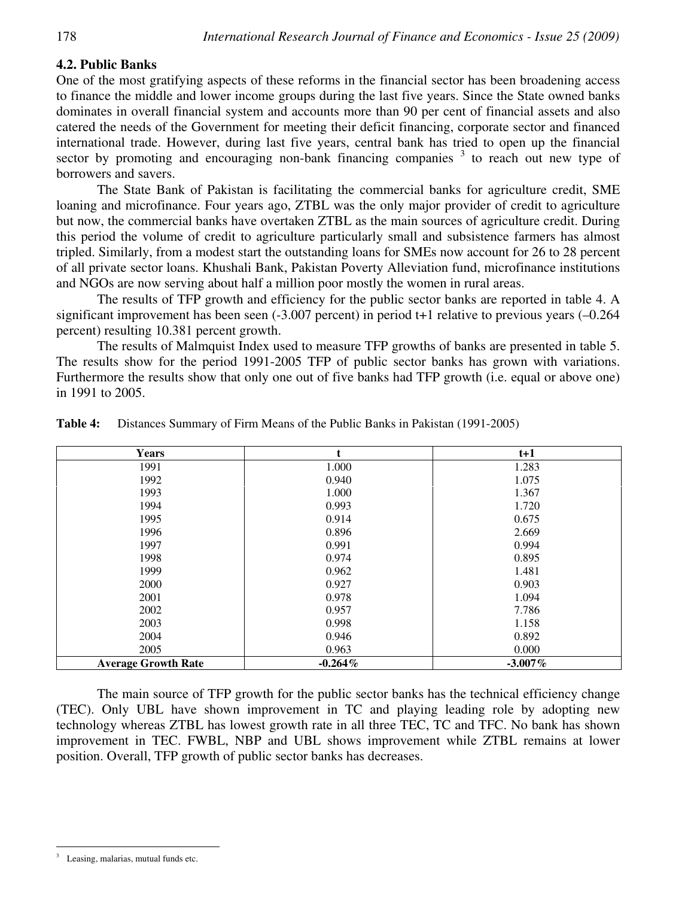### 4.2. Public Banks

One of the most gratifying aspects of these reforms in the financial sector has been broadening access to finance the middle and lower income groups during the last five years. Since the State owned banks dominates in overall financial system and accounts more than 90 per cent of financial assets and also catered the needs of the Government for meeting their deficit financing, corporate sector and financed international trade. However, during last five years, central bank has tried to open up the financial sector by promoting and encouraging non-bank financing companies [3] to reach out new type of borrowers and savers.

The State Bank of Pakistan is facilitating the commercial banks for agriculture credit, SME loaning and microfinance. Four years ago, ZTBL was the only major provider of credit to agriculture but now, the commercial banks have overtaken ZTBL as the main sources of agriculture credit. During this period the volume of credit to agriculture particularly small and subsistence farmers has almost tripled. Similarly, from a modest start the outstanding loans for SMEs now account for 26 to 28 percent of all private sector loans. Khushali Bank, Pakistan Poverty Alleviation fund, microfinance institutions and NGOs are now serving about half a million poor mostly the women in rural areas.

The results of TFP growth and efficiency for the public sector banks are reported in table 4. A significant improvement has been seen (-3.007 percent) in period t+1 relative to previous years (–0.264 percent) resulting 10.381 percent growth.

The results of Malmquist Index used to measure TFP growths of banks are presented in table 5. The results show for the period 1991-2005 TFP of public sector banks has grown with variations. Furthermore the results show that only one out of five banks had TFP growth (i.e. equal or above one) in 1991 to 2005.

**Table 4:** Distances Summary of Firm Means of the Public Banks in Pakistan (1991-2005)

| Years | t | t+1 |
|---|---|---|
| 1991 | 1.000 | 1.283 |
| 1992 | 0.940 | 1.075 |
| 1993 | 1.000 | 1.367 |
| 1994 | 0.993 | 1.720 |
| 1995 | 0.914 | 0.675 |
| 1996 | 0.896 | 2.669 |
| 1997 | 0.991 | 0.994 |
| 1998 | 0.974 | 0.895 |
| 1999 | 0.962 | 1.481 |
| 2000 | 0.927 | 0.903 |
| 2001 | 0.978 | 1.094 |
| 2002 | 0.957 | 7.786 |
| 2003 | 0.998 | 1.158 |
| 2004 | 0.946 | 0.892 |
| 2005 | 0.963 | 0.000 |
| **Average Growth Rate** | **-0.264%** | **-3.007%** |

The main source of TFP growth for the public sector banks has the technical efficiency change (TEC). Only UBL have shown improvement in TC and playing leading role by adopting new technology whereas ZTBL has lowest growth rate in all three TEC, TC and TFC. No bank has shown improvement in TEC. FWBL, NBP and UBL shows improvement while ZTBL remains at lower position. Overall, TFP growth of public sector banks has decreases.

---

[3] Leasing, malarias, mutual funds etc.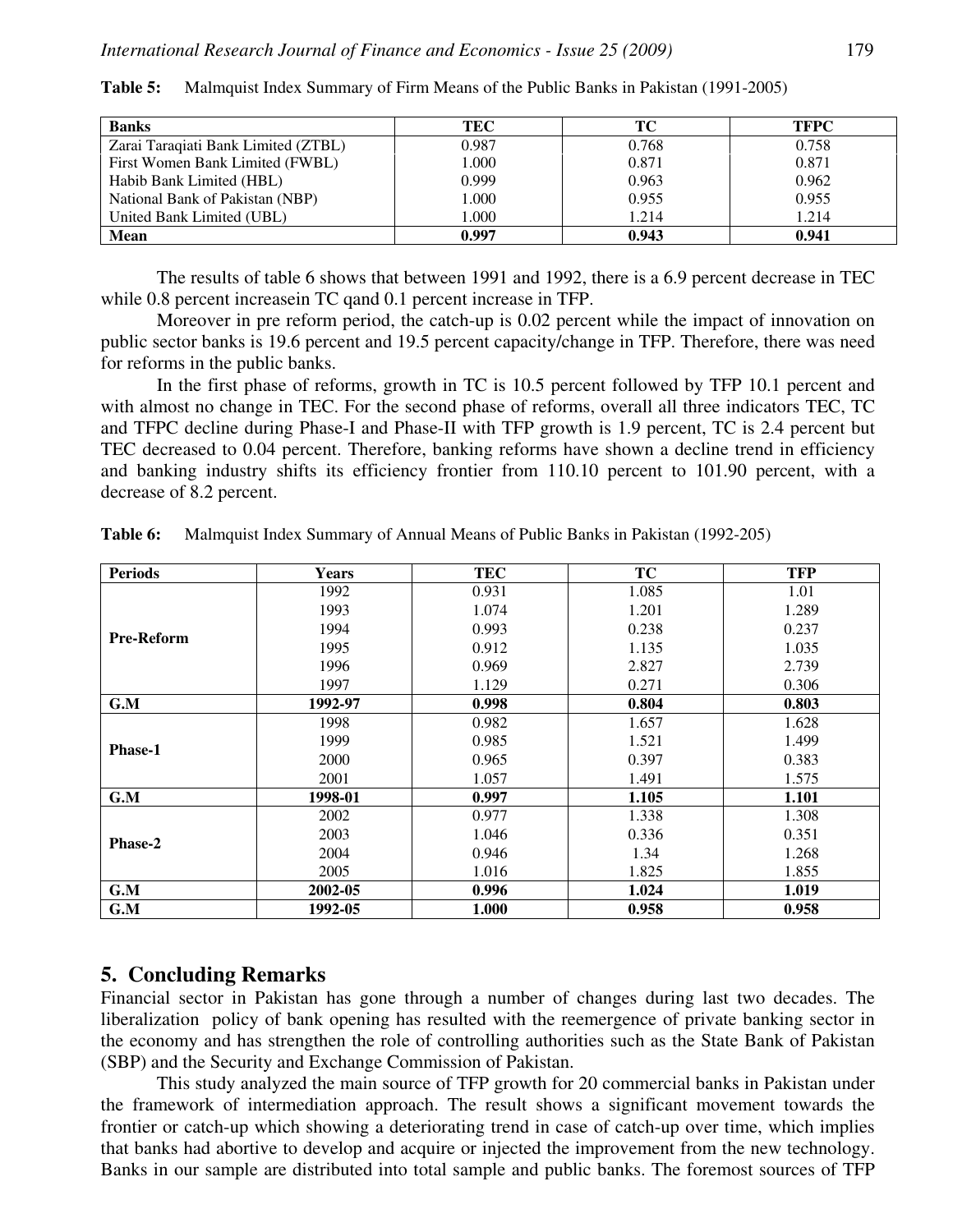**Table 5:** Malmquist Index Summary of Firm Means of the Public Banks in Pakistan (1991-2005)

| Banks | TEC | TC | TFPC |
|---|---|---|---|
| Zarai Taraqiati Bank Limited (ZTBL) | 0.987 | 0.768 | 0.758 |
| First Women Bank Limited (FWBL) | 1.000 | 0.871 | 0.871 |
| Habib Bank Limited (HBL) | 0.999 | 0.963 | 0.962 |
| National Bank of Pakistan (NBP) | 1.000 | 0.955 | 0.955 |
| United Bank Limited (UBL) | 1.000 | 1.214 | 1.214 |
| **Mean** | **0.997** | **0.943** | **0.941** |

The results of table 6 shows that between 1991 and 1992, there is a 6.9 percent decrease in TEC while 0.8 percent increasein TC qand 0.1 percent increase in TFP.

Moreover in pre reform period, the catch-up is 0.02 percent while the impact of innovation on public sector banks is 19.6 percent and 19.5 percent capacity/change in TFP. Therefore, there was need for reforms in the public banks.

In the first phase of reforms, growth in TC is 10.5 percent followed by TFP 10.1 percent and with almost no change in TEC. For the second phase of reforms, overall all three indicators TEC, TC and TFPC decline during Phase-I and Phase-II with TFP growth is 1.9 percent, TC is 2.4 percent but TEC decreased to 0.04 percent. Therefore, banking reforms have shown a decline trend in efficiency and banking industry shifts its efficiency frontier from 110.10 percent to 101.90 percent, with a decrease of 8.2 percent.

**Table 6:** Malmquist Index Summary of Annual Means of Public Banks in Pakistan (1992-205)

| Periods | Years | TEC | TC | TFP |
|---|---|---|---|---|
| Pre-Reform | 1992 | 0.931 | 1.085 | 1.01 |
| | 1993 | 1.074 | 1.201 | 1.289 |
| | 1994 | 0.993 | 0.238 | 0.237 |
| | 1995 | 0.912 | 1.135 | 1.035 |
| | 1996 | 0.969 | 2.827 | 2.739 |
| | 1997 | 1.129 | 0.271 | 0.306 |
| **G.M** | **1992-97** | **0.998** | **0.804** | **0.803** |
| Phase-1 | 1998 | 0.982 | 1.657 | 1.628 |
| | 1999 | 0.985 | 1.521 | 1.499 |
| | 2000 | 0.965 | 0.397 | 0.383 |
| | 2001 | 1.057 | 1.491 | 1.575 |
| **G.M** | **1998-01** | **0.997** | **1.105** | **1.101** |
| Phase-2 | 2002 | 0.977 | 1.338 | 1.308 |
| | 2003 | 1.046 | 0.336 | 0.351 |
| | 2004 | 0.946 | 1.34 | 1.268 |
| | 2005 | 1.016 | 1.825 | 1.855 |
| **G.M** | **2002-05** | **0.996** | **1.024** | **1.019** |
| **G.M** | **1992-05** | **1.000** | **0.958** | **0.958** |

## 5. Concluding Remarks

Financial sector in Pakistan has gone through a number of changes during last two decades. The liberalization policy of bank opening has resulted with the reemergence of private banking sector in the economy and has strengthen the role of controlling authorities such as the State Bank of Pakistan (SBP) and the Security and Exchange Commission of Pakistan.

This study analyzed the main source of TFP growth for 20 commercial banks in Pakistan under the framework of intermediation approach. The result shows a significant movement towards the frontier or catch-up which showing a deteriorating trend in case of catch-up over time, which implies that banks had abortive to develop and acquire or injected the improvement from the new technology. Banks in our sample are distributed into total sample and public banks. The foremost sources of TFP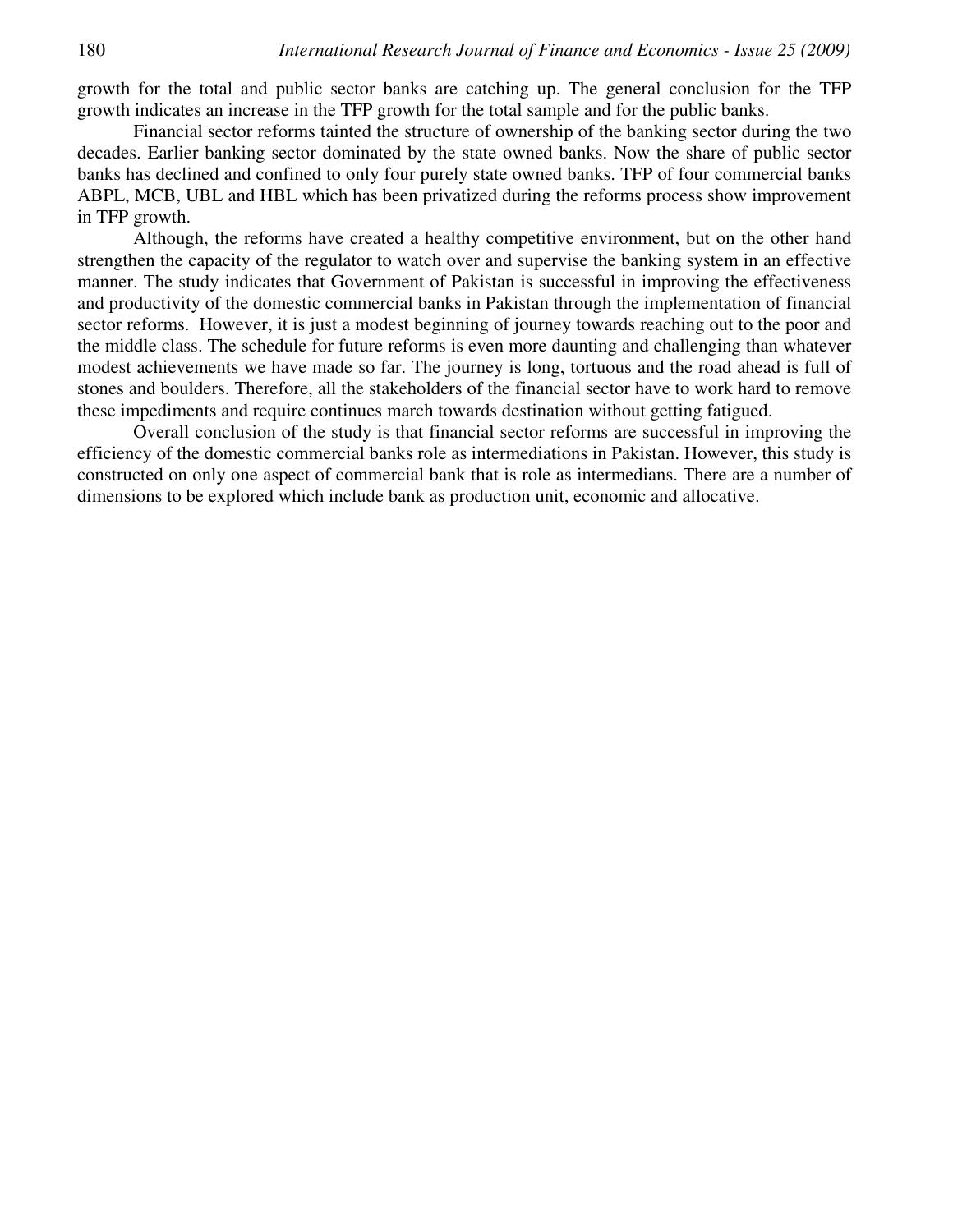growth for the total and public sector banks are catching up. The general conclusion for the TFP growth indicates an increase in the TFP growth for the total sample and for the public banks.

Financial sector reforms tainted the structure of ownership of the banking sector during the two decades. Earlier banking sector dominated by the state owned banks. Now the share of public sector banks has declined and confined to only four purely state owned banks. TFP of four commercial banks ABPL, MCB, UBL and HBL which has been privatized during the reforms process show improvement in TFP growth.

Although, the reforms have created a healthy competitive environment, but on the other hand strengthen the capacity of the regulator to watch over and supervise the banking system in an effective manner. The study indicates that Government of Pakistan is successful in improving the effectiveness and productivity of the domestic commercial banks in Pakistan through the implementation of financial sector reforms. However, it is just a modest beginning of journey towards reaching out to the poor and the middle class. The schedule for future reforms is even more daunting and challenging than whatever modest achievements we have made so far. The journey is long, tortuous and the road ahead is full of stones and boulders. Therefore, all the stakeholders of the financial sector have to work hard to remove these impediments and require continues march towards destination without getting fatigued.

Overall conclusion of the study is that financial sector reforms are successful in improving the efficiency of the domestic commercial banks role as intermediations in Pakistan. However, this study is constructed on only one aspect of commercial bank that is role as intermedians. There are a number of dimensions to be explored which include bank as production unit, economic and allocative.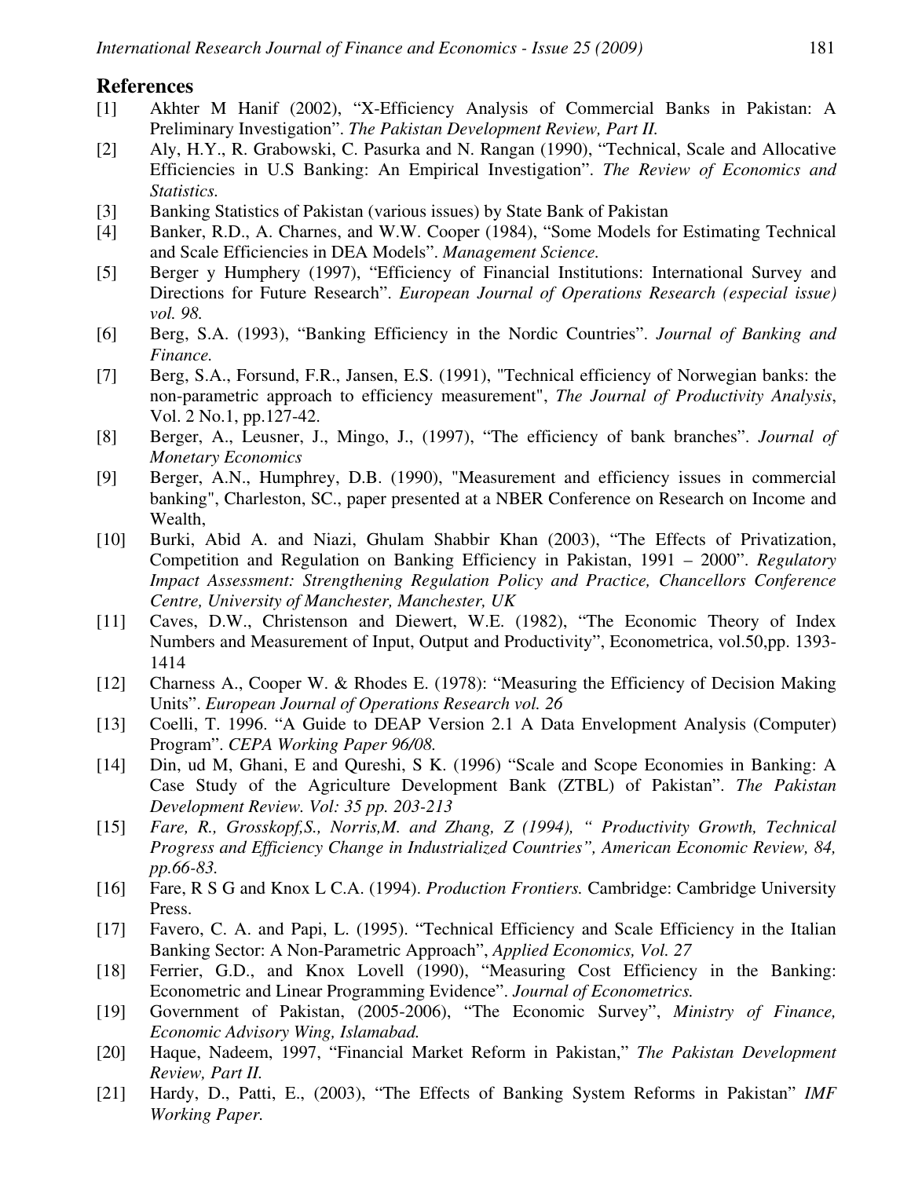## References

[1] Akhter M Hanif (2002), "X-Efficiency Analysis of Commercial Banks in Pakistan: A Preliminary Investigation". *The Pakistan Development Review, Part II.*

[2] Aly, H.Y., R. Grabowski, C. Pasurka and N. Rangan (1990), "Technical, Scale and Allocative Efficiencies in U.S Banking: An Empirical Investigation". *The Review of Economics and Statistics.*

[3] Banking Statistics of Pakistan (various issues) by State Bank of Pakistan

[4] Banker, R.D., A. Charnes, and W.W. Cooper (1984), "Some Models for Estimating Technical and Scale Efficiencies in DEA Models". *Management Science.*

[5] Berger y Humphery (1997), "Efficiency of Financial Institutions: International Survey and Directions for Future Research". *European Journal of Operations Research (especial issue) vol. 98.*

[6] Berg, S.A. (1993), "Banking Efficiency in the Nordic Countries". *Journal of Banking and Finance.*

[7] Berg, S.A., Forsund, F.R., Jansen, E.S. (1991), "Technical efficiency of Norwegian banks: the non-parametric approach to efficiency measurement", *The Journal of Productivity Analysis*, Vol. 2 No.1, pp.127-42.

[8] Berger, A., Leusner, J., Mingo, J., (1997), "The efficiency of bank branches". *Journal of Monetary Economics*

[9] Berger, A.N., Humphrey, D.B. (1990), "Measurement and efficiency issues in commercial banking", Charleston, SC., paper presented at a NBER Conference on Research on Income and Wealth,

[10] Burki, Abid A. and Niazi, Ghulam Shabbir Khan (2003), "The Effects of Privatization, Competition and Regulation on Banking Efficiency in Pakistan, 1991 – 2000". *Regulatory Impact Assessment: Strengthening Regulation Policy and Practice, Chancellors Conference Centre, University of Manchester, Manchester, UK*

[11] Caves, D.W., Christenson and Diewert, W.E. (1982), "The Economic Theory of Index Numbers and Measurement of Input, Output and Productivity", Econometrica, vol.50,pp. 1393-1414

[12] Charness A., Cooper W. & Rhodes E. (1978): "Measuring the Efficiency of Decision Making Units". *European Journal of Operations Research vol. 26*

[13] Coelli, T. 1996. "A Guide to DEAP Version 2.1 A Data Envelopment Analysis (Computer) Program". *CEPA Working Paper 96/08.*

[14] Din, ud M, Ghani, E and Qureshi, S K. (1996) "Scale and Scope Economies in Banking: A Case Study of the Agriculture Development Bank (ZTBL) of Pakistan". *The Pakistan Development Review. Vol: 35 pp. 203-213*

[15] *Fare, R., Grosskopf,S., Norris,M. and Zhang, Z (1994), " Productivity Growth, Technical Progress and Efficiency Change in Industrialized Countries", American Economic Review, 84, pp.66-83.*

[16] Fare, R S G and Knox L C.A. (1994). *Production Frontiers.* Cambridge: Cambridge University Press.

[17] Favero, C. A. and Papi, L. (1995). "Technical Efficiency and Scale Efficiency in the Italian Banking Sector: A Non-Parametric Approach", *Applied Economics, Vol. 27*

[18] Ferrier, G.D., and Knox Lovell (1990), "Measuring Cost Efficiency in the Banking: Econometric and Linear Programming Evidence". *Journal of Econometrics.*

[19] Government of Pakistan, (2005-2006), "The Economic Survey", *Ministry of Finance, Economic Advisory Wing, Islamabad.*

[20] Haque, Nadeem, 1997, "Financial Market Reform in Pakistan," *The Pakistan Development Review, Part II.*

[21] Hardy, D., Patti, E., (2003), "The Effects of Banking System Reforms in Pakistan" *IMF Working Paper.*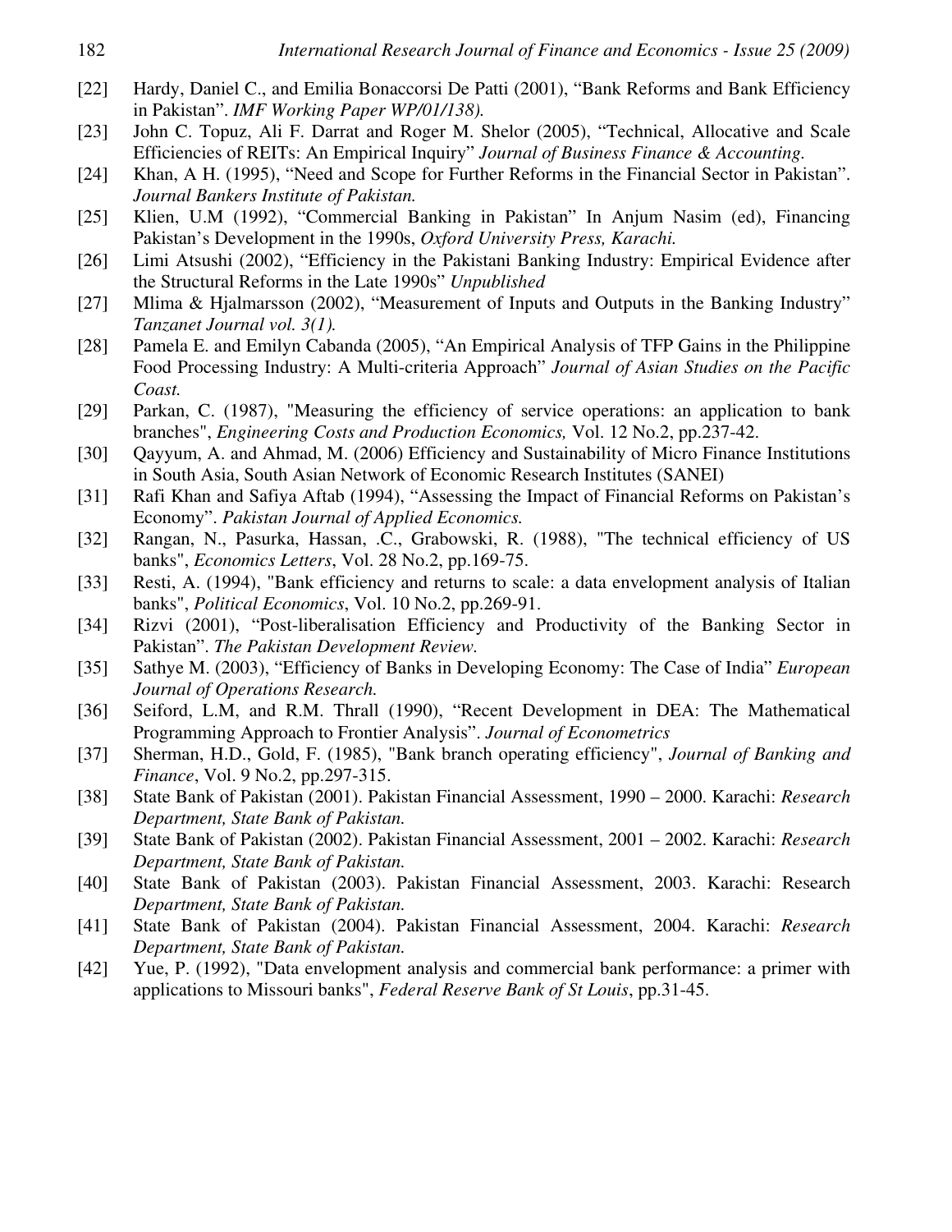[22] Hardy, Daniel C., and Emilia Bonaccorsi De Patti (2001), "Bank Reforms and Bank Efficiency in Pakistan". *IMF Working Paper WP/01/138).*

[23] John C. Topuz, Ali F. Darrat and Roger M. Shelor (2005), "Technical, Allocative and Scale Efficiencies of REITs: An Empirical Inquiry" *Journal of Business Finance & Accounting.*

[24] Khan, A H. (1995), "Need and Scope for Further Reforms in the Financial Sector in Pakistan". *Journal Bankers Institute of Pakistan.*

[25] Klien, U.M (1992), "Commercial Banking in Pakistan" In Anjum Nasim (ed), Financing Pakistan's Development in the 1990s, *Oxford University Press, Karachi.*

[26] Limi Atsushi (2002), "Efficiency in the Pakistani Banking Industry: Empirical Evidence after the Structural Reforms in the Late 1990s" *Unpublished*

[27] Mlima & Hjalmarsson (2002), "Measurement of Inputs and Outputs in the Banking Industry" *Tanzanet Journal vol. 3(1).*

[28] Pamela E. and Emilyn Cabanda (2005), "An Empirical Analysis of TFP Gains in the Philippine Food Processing Industry: A Multi-criteria Approach" *Journal of Asian Studies on the Pacific Coast.*

[29] Parkan, C. (1987), "Measuring the efficiency of service operations: an application to bank branches", *Engineering Costs and Production Economics,* Vol. 12 No.2, pp.237-42.

[30] Qayyum, A. and Ahmad, M. (2006) Efficiency and Sustainability of Micro Finance Institutions in South Asia, South Asian Network of Economic Research Institutes (SANEI)

[31] Rafi Khan and Safiya Aftab (1994), "Assessing the Impact of Financial Reforms on Pakistan's Economy". *Pakistan Journal of Applied Economics.*

[32] Rangan, N., Pasurka, Hassan, .C., Grabowski, R. (1988), "The technical efficiency of US banks", *Economics Letters*, Vol. 28 No.2, pp.169-75.

[33] Resti, A. (1994), "Bank efficiency and returns to scale: a data envelopment analysis of Italian banks", *Political Economics*, Vol. 10 No.2, pp.269-91.

[34] Rizvi (2001), "Post-liberalisation Efficiency and Productivity of the Banking Sector in Pakistan". *The Pakistan Development Review.*

[35] Sathye M. (2003), "Efficiency of Banks in Developing Economy: The Case of India" *European Journal of Operations Research.*

[36] Seiford, L.M, and R.M. Thrall (1990), "Recent Development in DEA: The Mathematical Programming Approach to Frontier Analysis". *Journal of Econometrics*

[37] Sherman, H.D., Gold, F. (1985), "Bank branch operating efficiency", *Journal of Banking and Finance*, Vol. 9 No.2, pp.297-315.

[38] State Bank of Pakistan (2001). Pakistan Financial Assessment, 1990 – 2000. Karachi: *Research Department, State Bank of Pakistan.*

[39] State Bank of Pakistan (2002). Pakistan Financial Assessment, 2001 – 2002. Karachi: *Research Department, State Bank of Pakistan.*

[40] State Bank of Pakistan (2003). Pakistan Financial Assessment, 2003. Karachi: Research *Department, State Bank of Pakistan.*

[41] State Bank of Pakistan (2004). Pakistan Financial Assessment, 2004. Karachi: *Research Department, State Bank of Pakistan.*

[42] Yue, P. (1992), "Data envelopment analysis and commercial bank performance: a primer with applications to Missouri banks", *Federal Reserve Bank of St Louis*, pp.31-45.